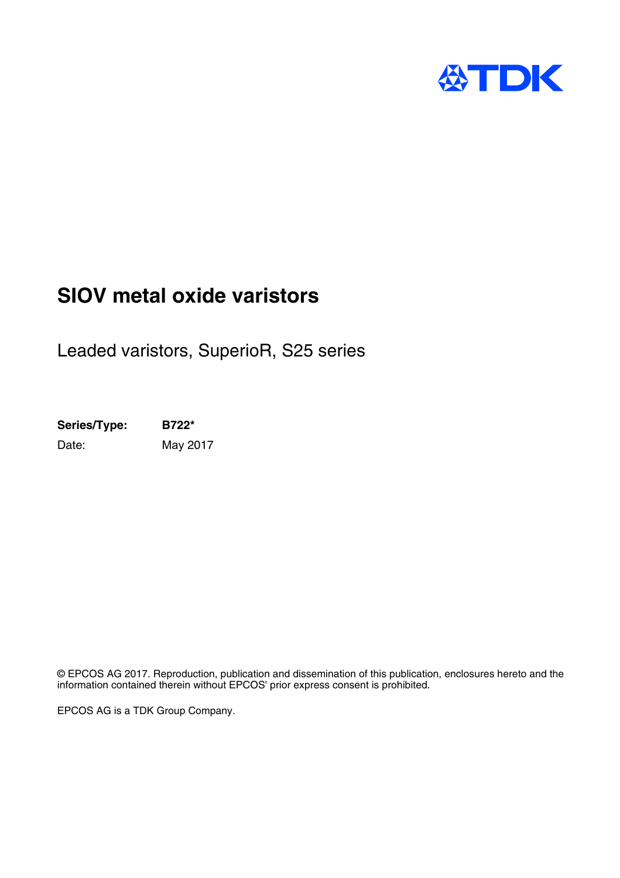# SIOV metal oxide varistors

Leaded varistors, SuperioR, S25 series

**Series/Type:** **B722***

Date: May 2017

© EPCOS AG 2017. Reproduction, publication and dissemination of this publication, enclosures hereto and the information contained therein without EPCOS' prior express consent is prohibited.

EPCOS AG is a TDK Group Company.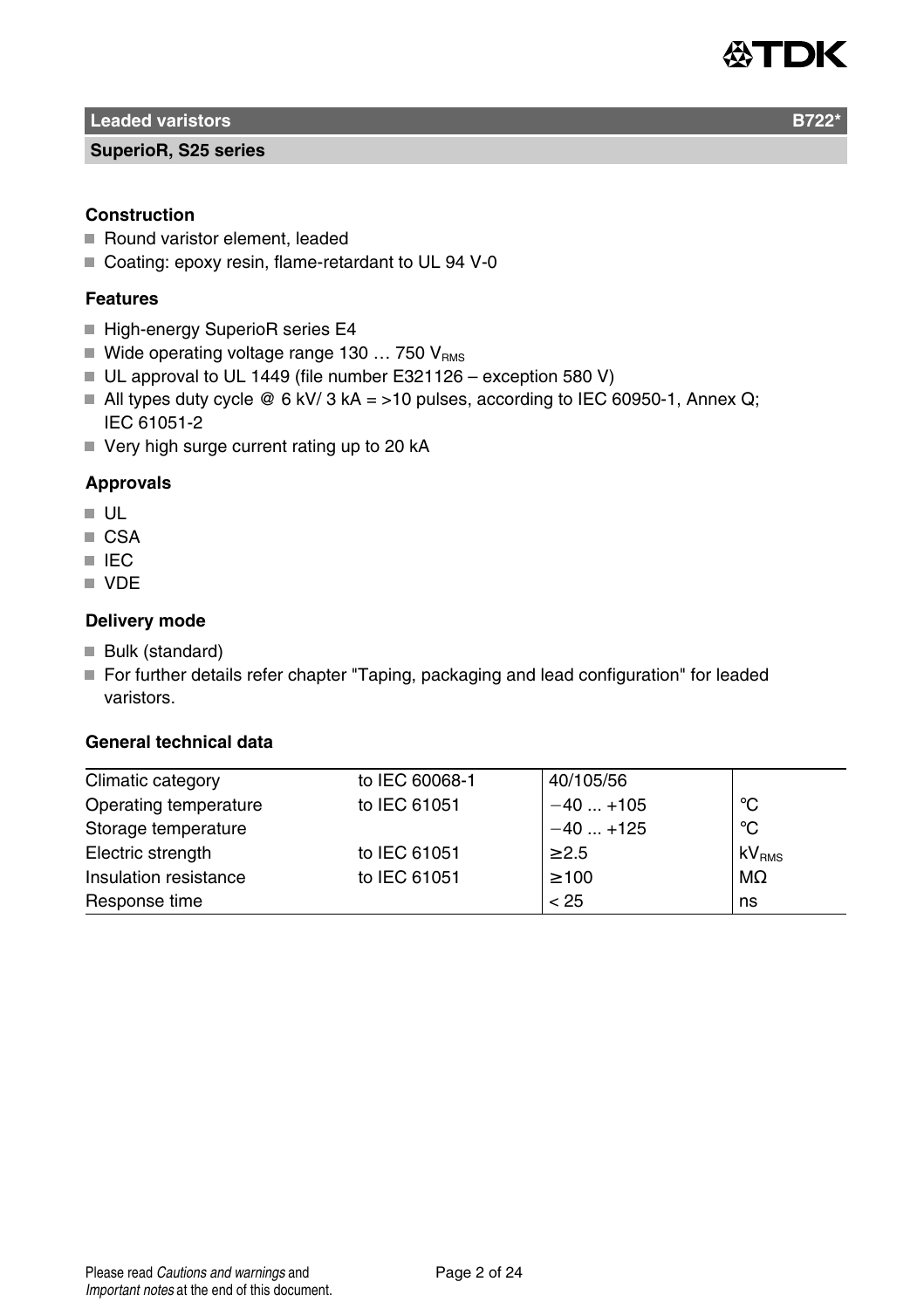## Leaded varistors B722*

### SuperioR, S25 series

### Construction

- Round varistor element, leaded
- Coating: epoxy resin, flame-retardant to UL 94 V-0

### Features

- High-energy SuperioR series E4
- Wide operating voltage range 130 … 750 $V_{RMS}$
- UL approval to UL 1449 (file number E321126 – exception 580 V)
- All types duty cycle @ 6 kV/ 3 kA = >10 pulses, according to IEC 60950-1, Annex Q; IEC 61051-2
- Very high surge current rating up to 20 kA

### Approvals

- UL
- CSA
- IEC
- VDE

### Delivery mode

- Bulk (standard)
- For further details refer chapter "Taping, packaging and lead configuration" for leaded varistors.

### General technical data

| | | | |
|---|---|---|---|
| Climatic category | to IEC 60068-1 | 40/105/56 | |
| Operating temperature | to IEC 61051 | −40 ... +105 | °C |
| Storage temperature | | −40 ... +125 | °C |
| Electric strength | to IEC 61051 | ≥2.5 | $kV_{RMS}$ |
| Insulation resistance | to IEC 61051 | ≥100 | MΩ |
| Response time | | < 25 | ns |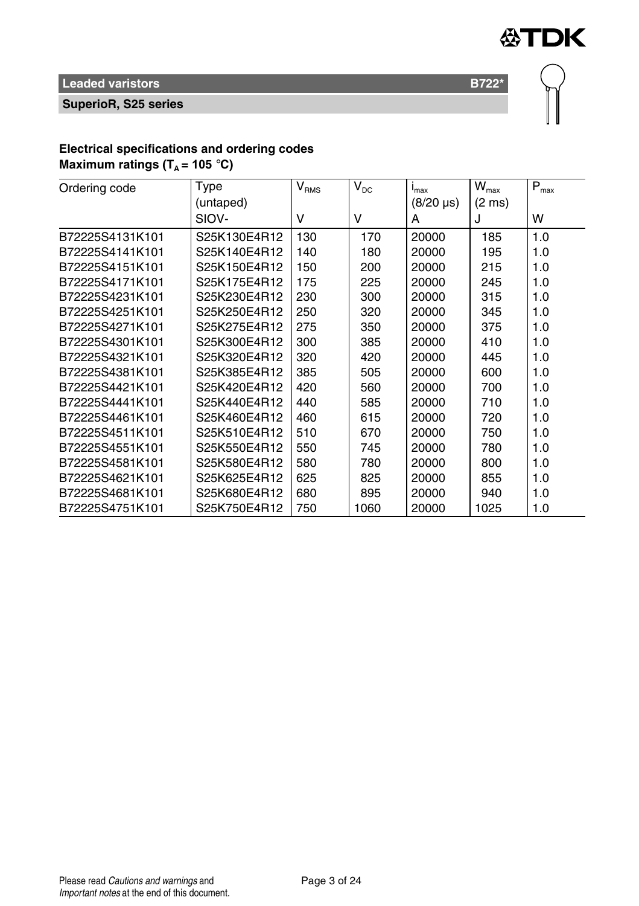## Electrical specifications and ordering codes

**Maximum ratings ($T_A$ = 105 °C)**

| Ordering code | Type (untaped) SIOV- | $V_{RMS}$ V | $V_{DC}$ V | $i_{max}$ (8/20 µs) A | $W_{max}$ (2 ms) J | $P_{max}$ W |
|---|---|---|---|---|---|---|
| B72225S4131K101 | S25K130E4R12 | 130 | 170 | 20000 | 185 | 1.0 |
| B72225S4141K101 | S25K140E4R12 | 140 | 180 | 20000 | 195 | 1.0 |
| B72225S4151K101 | S25K150E4R12 | 150 | 200 | 20000 | 215 | 1.0 |
| B72225S4171K101 | S25K175E4R12 | 175 | 225 | 20000 | 245 | 1.0 |
| B72225S4231K101 | S25K230E4R12 | 230 | 300 | 20000 | 315 | 1.0 |
| B72225S4251K101 | S25K250E4R12 | 250 | 320 | 20000 | 345 | 1.0 |
| B72225S4271K101 | S25K275E4R12 | 275 | 350 | 20000 | 375 | 1.0 |
| B72225S4301K101 | S25K300E4R12 | 300 | 385 | 20000 | 410 | 1.0 |
| B72225S4321K101 | S25K320E4R12 | 320 | 420 | 20000 | 445 | 1.0 |
| B72225S4381K101 | S25K385E4R12 | 385 | 505 | 20000 | 600 | 1.0 |
| B72225S4421K101 | S25K420E4R12 | 420 | 560 | 20000 | 700 | 1.0 |
| B72225S4441K101 | S25K440E4R12 | 440 | 585 | 20000 | 710 | 1.0 |
| B72225S4461K101 | S25K460E4R12 | 460 | 615 | 20000 | 720 | 1.0 |
| B72225S4511K101 | S25K510E4R12 | 510 | 670 | 20000 | 750 | 1.0 |
| B72225S4551K101 | S25K550E4R12 | 550 | 745 | 20000 | 780 | 1.0 |
| B72225S4581K101 | S25K580E4R12 | 580 | 780 | 20000 | 800 | 1.0 |
| B72225S4621K101 | S25K625E4R12 | 625 | 825 | 20000 | 855 | 1.0 |
| B72225S4681K101 | S25K680E4R12 | 680 | 895 | 20000 | 940 | 1.0 |
| B72225S4751K101 | S25K750E4R12 | 750 | 1060 | 20000 | 1025 | 1.0 |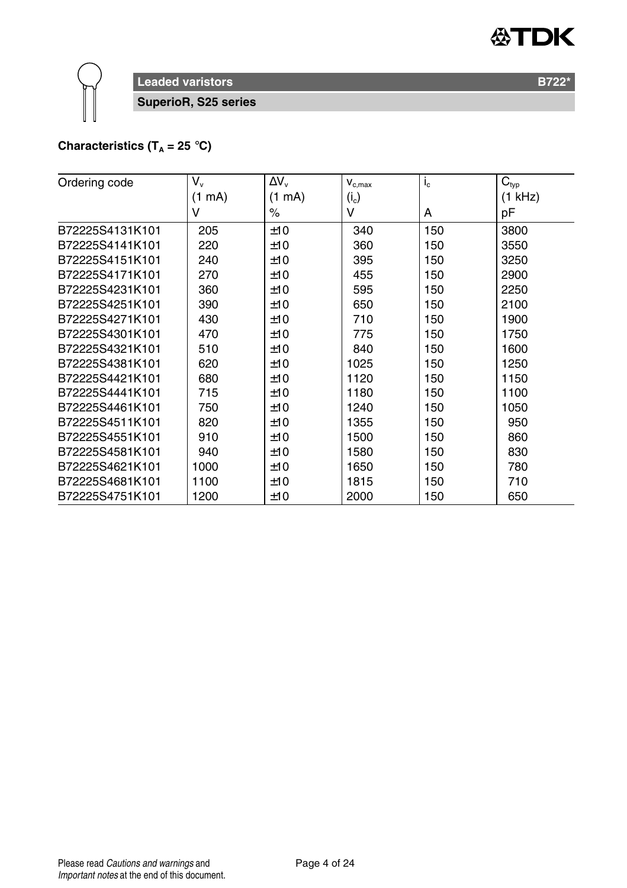**Leaded varistors** **B722***

**SuperioR, S25 series**

**Characteristics ($T_A$ = 25 °C)**

| Ordering code | $V_v$ (1 mA) V | $\Delta V_v$ (1 mA) % | $v_{c,max}$ ($i_c$) V | $i_c$ A | $C_{typ}$ (1 kHz) pF |
|---|---|---|---|---|---|
| B72225S4131K101 | 205 | ±10 | 340 | 150 | 3800 |
| B72225S4141K101 | 220 | ±10 | 360 | 150 | 3550 |
| B72225S4151K101 | 240 | ±10 | 395 | 150 | 3250 |
| B72225S4171K101 | 270 | ±10 | 455 | 150 | 2900 |
| B72225S4231K101 | 360 | ±10 | 595 | 150 | 2250 |
| B72225S4251K101 | 390 | ±10 | 650 | 150 | 2100 |
| B72225S4271K101 | 430 | ±10 | 710 | 150 | 1900 |
| B72225S4301K101 | 470 | ±10 | 775 | 150 | 1750 |
| B72225S4321K101 | 510 | ±10 | 840 | 150 | 1600 |
| B72225S4381K101 | 620 | ±10 | 1025 | 150 | 1250 |
| B72225S4421K101 | 680 | ±10 | 1120 | 150 | 1150 |
| B72225S4441K101 | 715 | ±10 | 1180 | 150 | 1100 |
| B72225S4461K101 | 750 | ±10 | 1240 | 150 | 1050 |
| B72225S4511K101 | 820 | ±10 | 1355 | 150 | 950 |
| B72225S4551K101 | 910 | ±10 | 1500 | 150 | 860 |
| B72225S4581K101 | 940 | ±10 | 1580 | 150 | 830 |
| B72225S4621K101 | 1000 | ±10 | 1650 | 150 | 780 |
| B72225S4681K101 | 1100 | ±10 | 1815 | 150 | 710 |
| B72225S4751K101 | 1200 | ±10 | 2000 | 150 | 650 |

Please read *Cautions and warnings* and *Important notes* at the end of this document.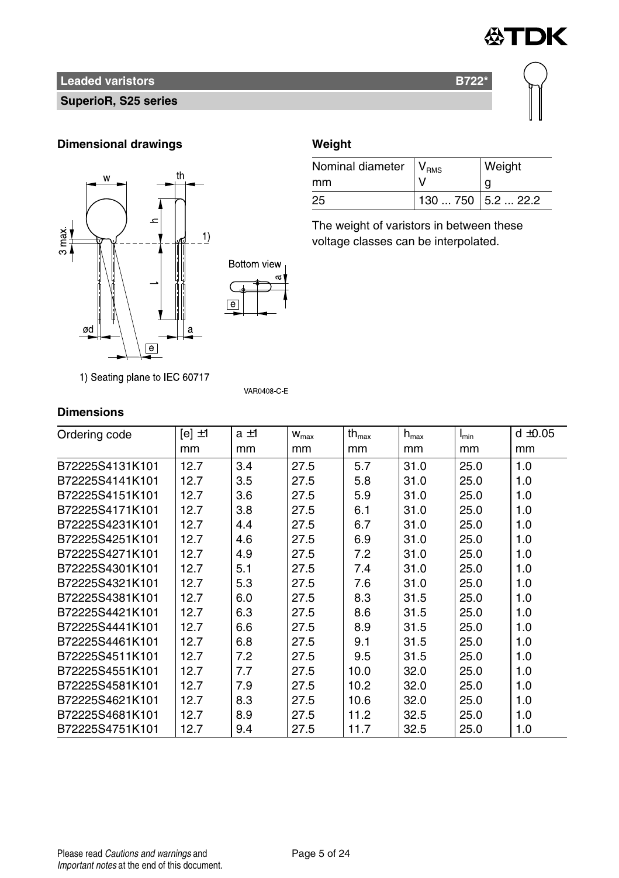## Leaded varistors B722*

### SuperioR, S25 series

### Dimensional drawings

1) Seating plane to IEC 60717

VAR0408-C-E

### Weight

| Nominal diameter mm | $V_{RMS}$ V | Weight g |
|---|---|---|
| 25 | 130 ... 750 | 5.2 ... 22.2 |

The weight of varistors in between these voltage classes can be interpolated.

### Dimensions

| Ordering code | [e] ±1 mm | a ±1 mm | $w_{max}$ mm | $th_{max}$ mm | $h_{max}$ mm | $l_{min}$ mm | d ±0.05 mm |
|---|---|---|---|---|---|---|---|
| B72225S4131K101 | 12.7 | 3.4 | 27.5 | 5.7 | 31.0 | 25.0 | 1.0 |
| B72225S4141K101 | 12.7 | 3.5 | 27.5 | 5.8 | 31.0 | 25.0 | 1.0 |
| B72225S4151K101 | 12.7 | 3.6 | 27.5 | 5.9 | 31.0 | 25.0 | 1.0 |
| B72225S4171K101 | 12.7 | 3.8 | 27.5 | 6.1 | 31.0 | 25.0 | 1.0 |
| B72225S4231K101 | 12.7 | 4.4 | 27.5 | 6.7 | 31.0 | 25.0 | 1.0 |
| B72225S4251K101 | 12.7 | 4.6 | 27.5 | 6.9 | 31.0 | 25.0 | 1.0 |
| B72225S4271K101 | 12.7 | 4.9 | 27.5 | 7.2 | 31.0 | 25.0 | 1.0 |
| B72225S4301K101 | 12.7 | 5.1 | 27.5 | 7.4 | 31.0 | 25.0 | 1.0 |
| B72225S4321K101 | 12.7 | 5.3 | 27.5 | 7.6 | 31.0 | 25.0 | 1.0 |
| B72225S4381K101 | 12.7 | 6.0 | 27.5 | 8.3 | 31.5 | 25.0 | 1.0 |
| B72225S4421K101 | 12.7 | 6.3 | 27.5 | 8.6 | 31.5 | 25.0 | 1.0 |
| B72225S4441K101 | 12.7 | 6.6 | 27.5 | 8.9 | 31.5 | 25.0 | 1.0 |
| B72225S4461K101 | 12.7 | 6.8 | 27.5 | 9.1 | 31.5 | 25.0 | 1.0 |
| B72225S4511K101 | 12.7 | 7.2 | 27.5 | 9.5 | 31.5 | 25.0 | 1.0 |
| B72225S4551K101 | 12.7 | 7.7 | 27.5 | 10.0 | 32.0 | 25.0 | 1.0 |
| B72225S4581K101 | 12.7 | 7.9 | 27.5 | 10.2 | 32.0 | 25.0 | 1.0 |
| B72225S4621K101 | 12.7 | 8.3 | 27.5 | 10.6 | 32.0 | 25.0 | 1.0 |
| B72225S4681K101 | 12.7 | 8.9 | 27.5 | 11.2 | 32.5 | 25.0 | 1.0 |
| B72225S4751K101 | 12.7 | 9.4 | 27.5 | 11.7 | 32.5 | 25.0 | 1.0 |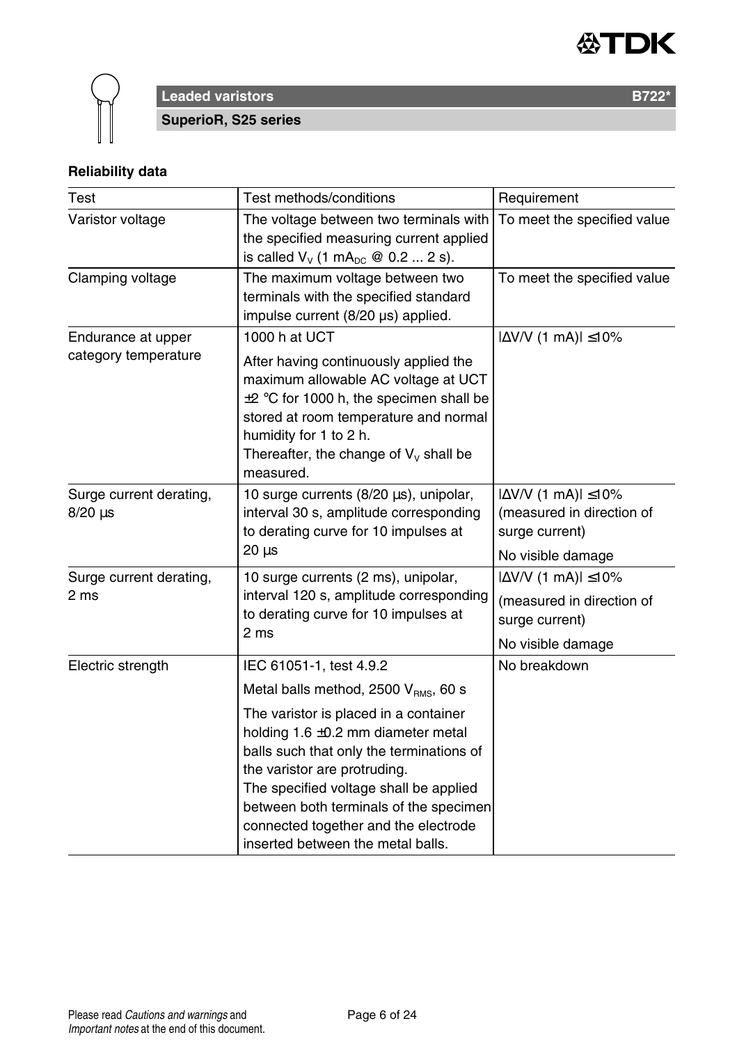## Reliability data

| Test | Test methods/conditions | Requirement |
|---|---|---|
| Varistor voltage | The voltage between two terminals with the specified measuring current applied is called $V_V$ (1 $mA_{DC}$ @ 0.2 ... 2 s). | To meet the specified value |
| Clamping voltage | The maximum voltage between two terminals with the specified standard impulse current (8/20 µs) applied. | To meet the specified value |
| Endurance at upper category temperature | 1000 h at UCT<br>After having continuously applied the maximum allowable AC voltage at UCT ±2 °C for 1000 h, the specimen shall be stored at room temperature and normal humidity for 1 to 2 h.<br>Thereafter, the change of $V_V$ shall be measured. | \|ΔV/V (1 mA)\| ≤10% |
| Surge current derating, 8/20 µs | 10 surge currents (8/20 µs), unipolar, interval 30 s, amplitude corresponding to derating curve for 10 impulses at 20 µs | \|ΔV/V (1 mA)\| ≤10% (measured in direction of surge current)<br>No visible damage |
| Surge current derating, 2 ms | 10 surge currents (2 ms), unipolar, interval 120 s, amplitude corresponding to derating curve for 10 impulses at 2 ms | \|ΔV/V (1 mA)\| ≤10%<br>(measured in direction of surge current)<br>No visible damage |
| Electric strength | IEC 61051-1, test 4.9.2<br>Metal balls method, 2500 $V_{RMS}$, 60 s<br>The varistor is placed in a container holding 1.6 ±0.2 mm diameter metal balls such that only the terminations of the varistor are protruding.<br>The specified voltage shall be applied between both terminals of the specimen connected together and the electrode inserted between the metal balls. | No breakdown |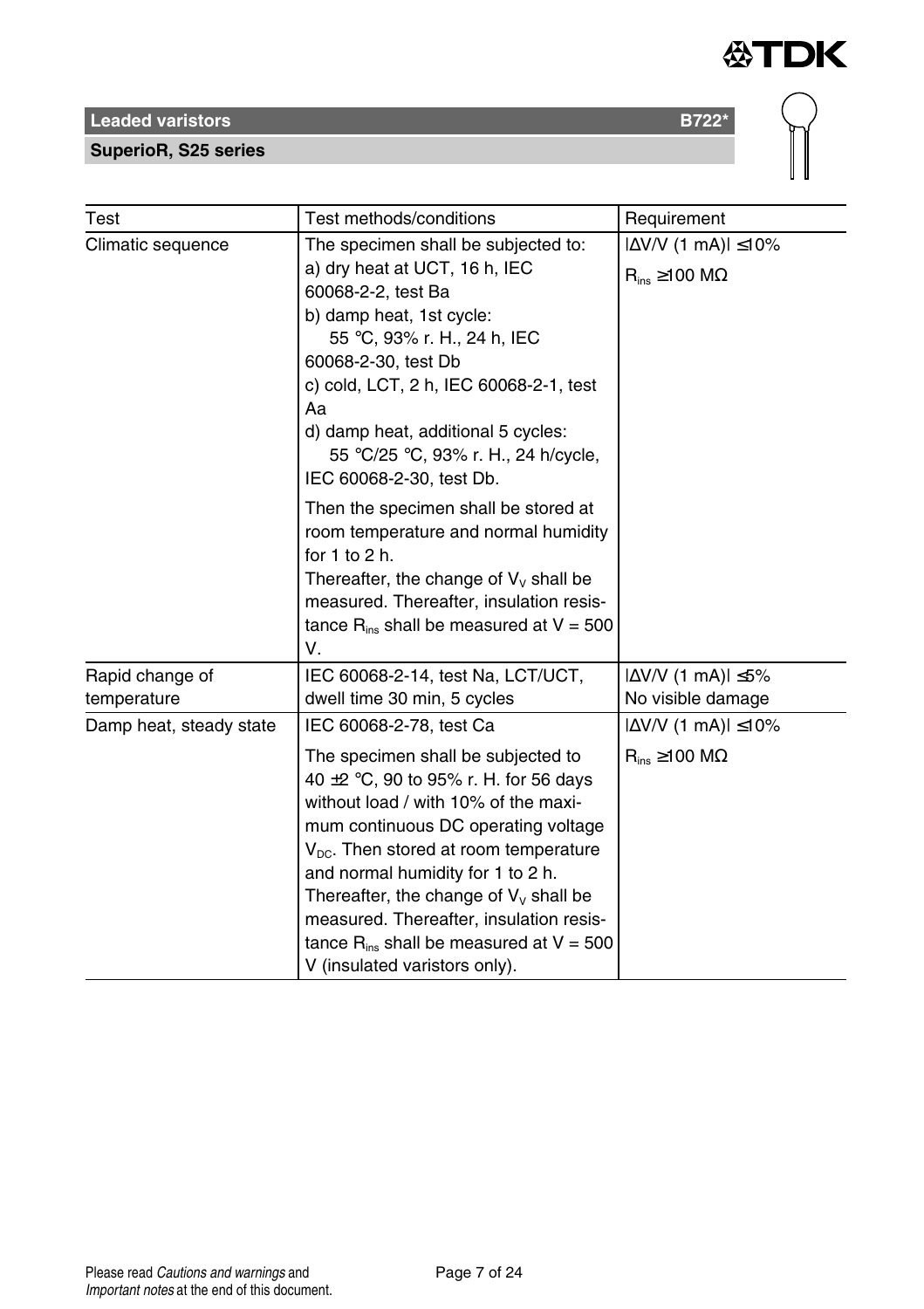| Test | Test methods/conditions | Requirement |
|---|---|---|
| Climatic sequence | The specimen shall be subjected to:<br>a) dry heat at UCT, 16 h, IEC 60068-2-2, test Ba<br>b) damp heat, 1st cycle: 55 °C, 93% r. H., 24 h, IEC 60068-2-30, test Db<br>c) cold, LCT, 2 h, IEC 60068-2-1, test Aa<br>d) damp heat, additional 5 cycles: 55 °C/25 °C, 93% r. H., 24 h/cycle, IEC 60068-2-30, test Db.<br>Then the specimen shall be stored at room temperature and normal humidity for 1 to 2 h.<br>Thereafter, the change of $V_V$ shall be measured. Thereafter, insulation resistance $R_{ins}$ shall be measured at V = 500 V. | $\lvert\Delta V/V\ (1\ mA)\rvert \leq 10\%$<br>$R_{ins} \geq 100\ M\Omega$ |
| Rapid change of temperature | IEC 60068-2-14, test Na, LCT/UCT, dwell time 30 min, 5 cycles | $\lvert\Delta V/V\ (1\ mA)\rvert \leq 5\%$<br>No visible damage |
| Damp heat, steady state | IEC 60068-2-78, test Ca<br>The specimen shall be subjected to 40 ±2 °C, 90 to 95% r. H. for 56 days without load / with 10% of the maximum continuous DC operating voltage $V_{DC}$. Then stored at room temperature and normal humidity for 1 to 2 h.<br>Thereafter, the change of $V_V$ shall be measured. Thereafter, insulation resistance $R_{ins}$ shall be measured at V = 500 V (insulated varistors only). | $\lvert\Delta V/V\ (1\ mA)\rvert \leq 10\%$<br>$R_{ins} \geq 100\ M\Omega$ |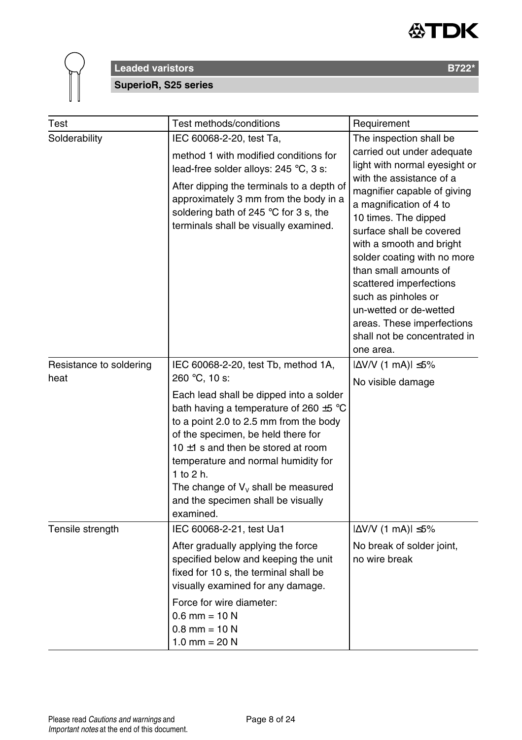**Leaded varistors** **B722***

**SuperioR, S25 series**

| Test | Test methods/conditions | Requirement |
|---|---|---|
| Solderability | IEC 60068-2-20, test Ta,<br>method 1 with modified conditions for lead-free solder alloys: 245 °C, 3 s:<br>After dipping the terminals to a depth of approximately 3 mm from the body in a soldering bath of 245 °C for 3 s, the terminals shall be visually examined. | The inspection shall be carried out under adequate light with normal eyesight or with the assistance of a magnifier capable of giving a magnification of 4 to 10 times. The dipped surface shall be covered with a smooth and bright solder coating with no more than small amounts of scattered imperfections such as pinholes or un-wetted or de-wetted areas. These imperfections shall not be concentrated in one area. |
| Resistance to soldering heat | IEC 60068-2-20, test Tb, method 1A, 260 °C, 10 s:<br>Each lead shall be dipped into a solder bath having a temperature of 260 ±5 °C to a point 2.0 to 2.5 mm from the body of the specimen, be held there for 10 ±1 s and then be stored at room temperature and normal humidity for 1 to 2 h.<br>The change of $V_V$ shall be measured and the specimen shall be visually examined. | $\lvert\Delta V/V$ (1 mA)$\rvert \leq 5\%$<br>No visible damage |
| Tensile strength | IEC 60068-2-21, test Ua1<br>After gradually applying the force specified below and keeping the unit fixed for 10 s, the terminal shall be visually examined for any damage.<br>Force for wire diameter:<br>0.6 mm = 10 N<br>0.8 mm = 10 N<br>1.0 mm = 20 N | $\lvert\Delta V/V$ (1 mA)$\rvert \leq 5\%$<br>No break of solder joint, no wire break |

Please read *Cautions and warnings* and *Important notes* at the end of this document.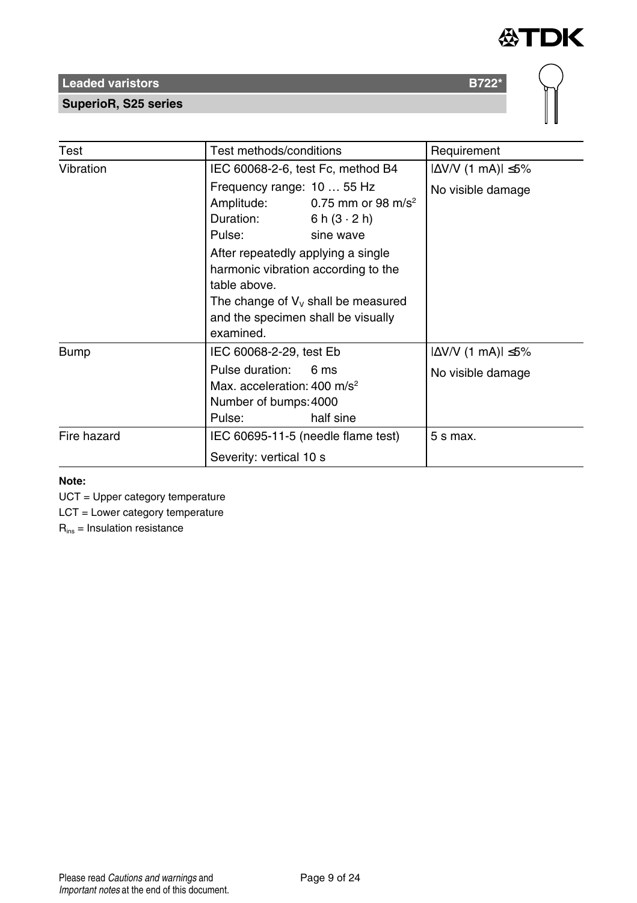| Test | Test methods/conditions | Requirement |
|---|---|---|
| Vibration | IEC 60068-2-6, test Fc, method B4<br>Frequency range: 10 … 55 Hz<br>Amplitude: 0.75 mm or 98 $m/s^2$<br>Duration: 6 h (3 · 2 h)<br>Pulse: sine wave<br>After repeatedly applying a single harmonic vibration according to the table above.<br>The change of $V_V$ shall be measured and the specimen shall be visually examined. | $\lvert\Delta V/V\ (1\ mA)\rvert \leq 5\%$<br>No visible damage |
| Bump | IEC 60068-2-29, test Eb<br>Pulse duration: 6 ms<br>Max. acceleration: 400 $m/s^2$<br>Number of bumps: 4000<br>Pulse: half sine | $\lvert\Delta V/V\ (1\ mA)\rvert \leq 5\%$<br>No visible damage |
| Fire hazard | IEC 60695-11-5 (needle flame test)<br>Severity: vertical 10 s | 5 s max. |

**Note:**

UCT = Upper category temperature

LCT = Lower category temperature

$R_{ins}$ = Insulation resistance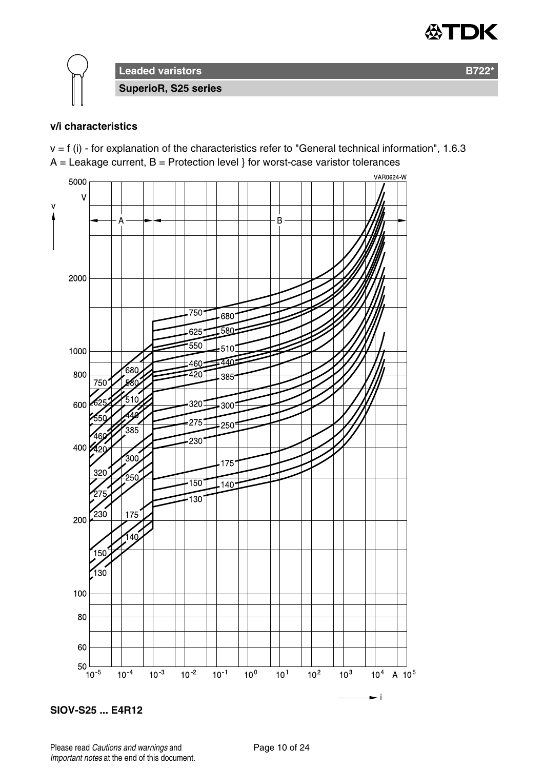**Leaded varistors** **B722***

**SuperioR, S25 series**

**v/i characteristics**

v = f (i) - for explanation of the characteristics refer to "General technical information", 1.6.3
A = Leakage current, B = Protection level } for worst-case varistor tolerances

**SIOV-S25 ... E4R12**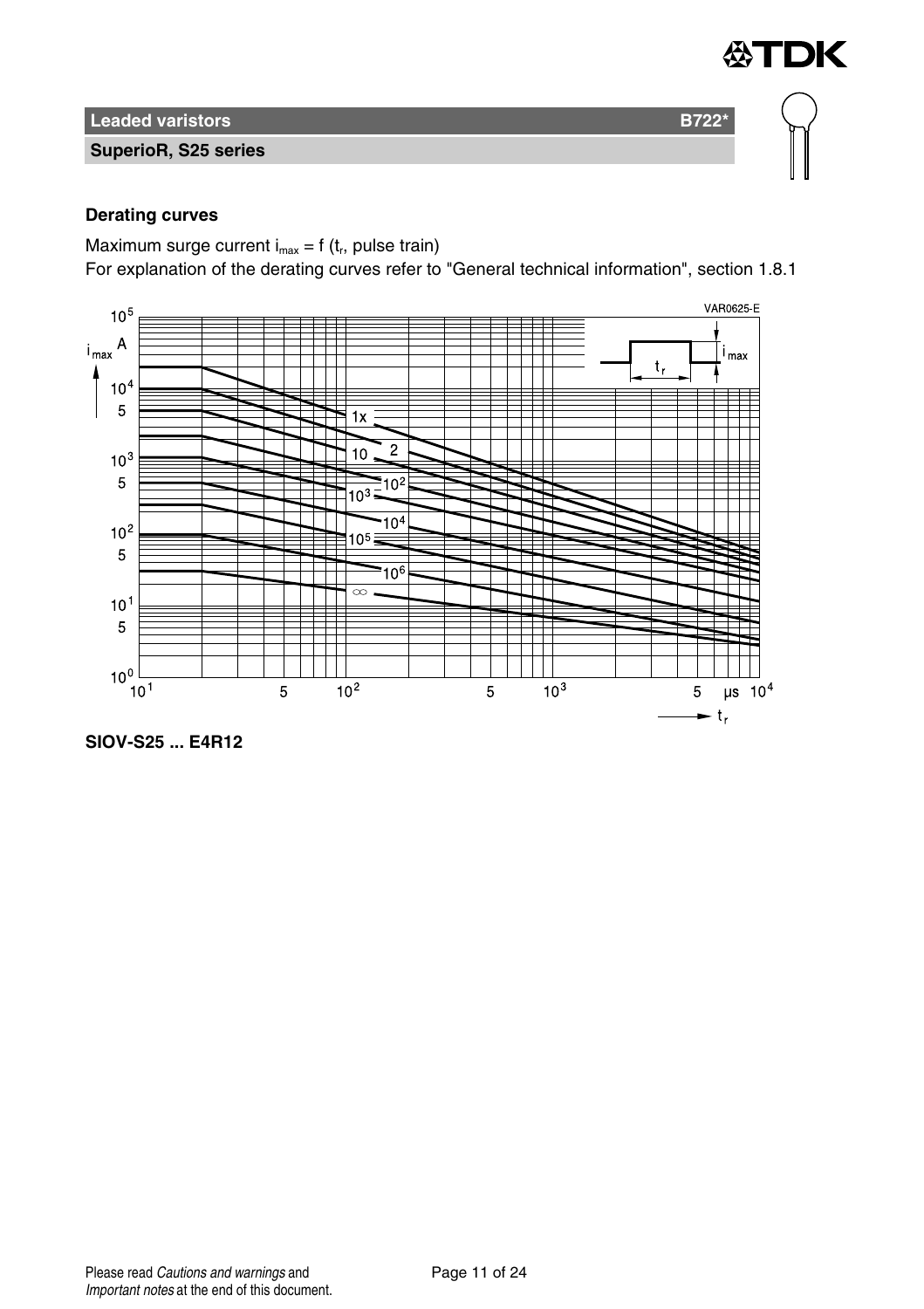**Leaded varistors** **B722***

**SuperioR, S25 series**

**Derating curves**

Maximum surge current $i_{max} = f(t_r$, pulse train)
For explanation of the derating curves refer to "General technical information", section 1.8.1

**SIOV-S25 ... E4R12**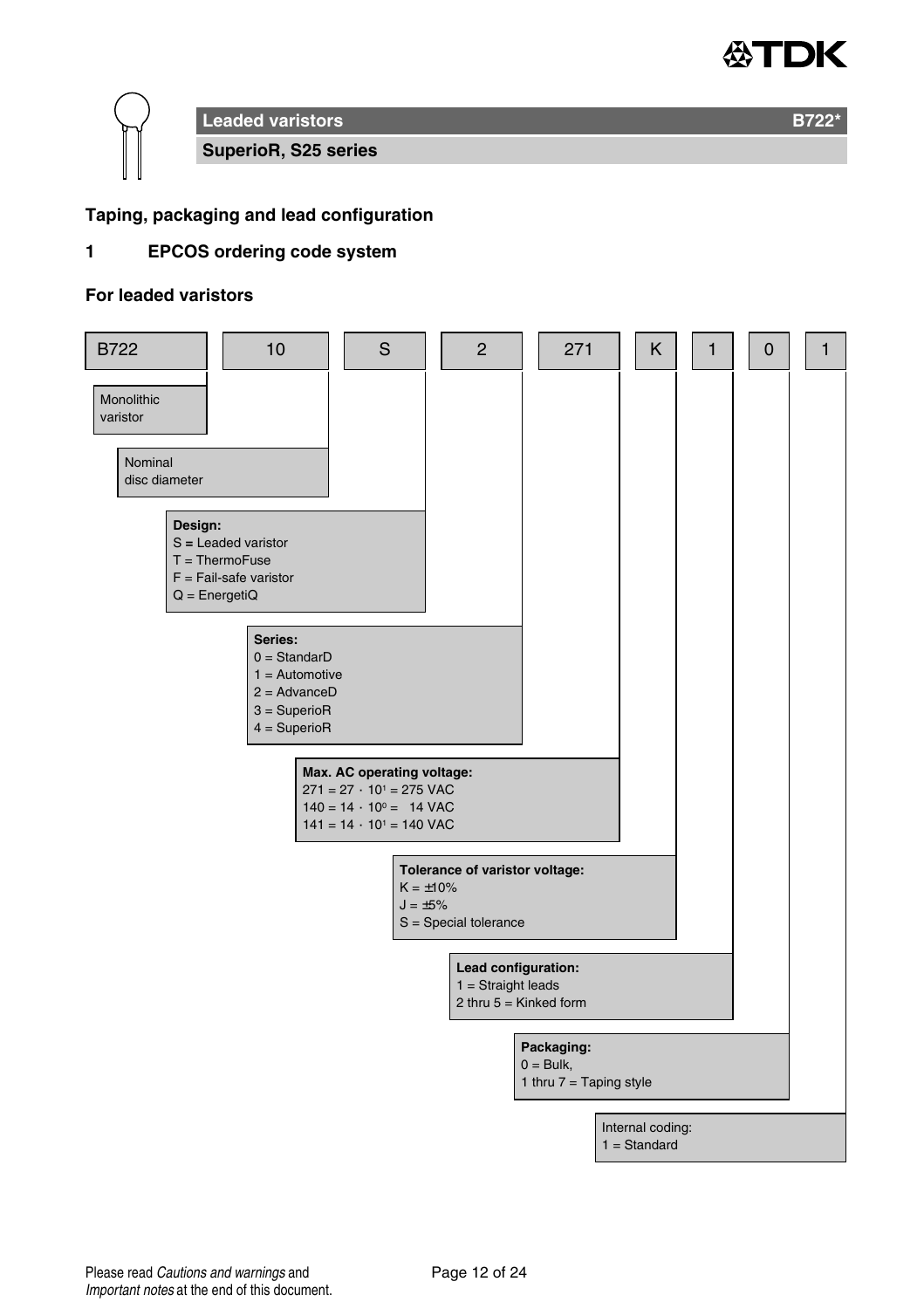**Leaded varistors** **B722***

**SuperioR, S25 series**

## Taping, packaging and lead configuration

### 1 EPCOS ordering code system

#### For leaded varistors

| B722 | 10 | S | 2 | 271 | K | 1 | 0 | 1 |
|---|---|---|---|---|---|---|---|---|

- **B722**: Monolithic varistor
- **10**: Nominal disc diameter
- **S** – **Design:**
  - S = Leaded varistor
  - T = ThermoFuse
  - F = Fail-safe varistor
  - Q = EnergetiQ
- **2** – **Series:**
  - 0 = StandarD
  - 1 = Automotive
  - 2 = AdvanceD
  - 3 = SuperioR
  - 4 = SuperioR
- **271** – **Max. AC operating voltage:**
  - 271 = 27 · $10^1$ = 275 VAC
  - 140 = 14 · $10^0$ = 14 VAC
  - 141 = 14 · $10^1$ = 140 VAC
- **K** – **Tolerance of varistor voltage:**
  - K = ±10%
  - J = ±5%
  - S = Special tolerance
- **1** – **Lead configuration:**
  - 1 = Straight leads
  - 2 thru 5 = Kinked form
- **0** – **Packaging:**
  - 0 = Bulk,
  - 1 thru 7 = Taping style
- **1** – Internal coding:
  - 1 = Standard

Please read *Cautions and warnings* and *Important notes* at the end of this document.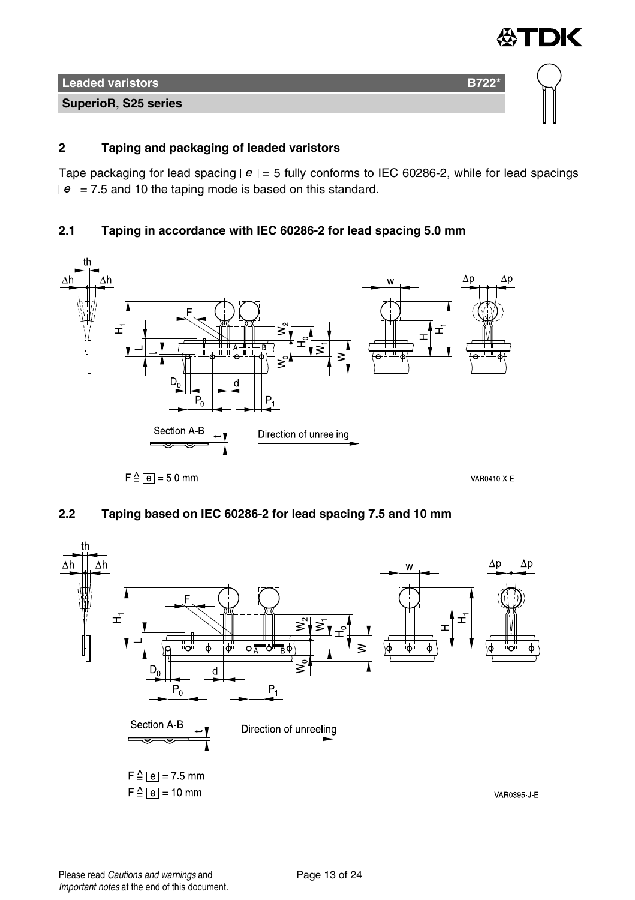## 2 Taping and packaging of leaded varistors

Tape packaging for lead spacing e = 5 fully conforms to IEC 60286-2, while for lead spacings e = 7.5 and 10 the taping mode is based on this standard.

### 2.1 Taping in accordance with IEC 60286-2 for lead spacing 5.0 mm

Section A-B

Direction of unreeling

F ≙ e = 5.0 mm

VAR0410-X-E

### 2.2 Taping based on IEC 60286-2 for lead spacing 7.5 and 10 mm

Section A-B

Direction of unreeling

F ≙ e = 7.5 mm

F ≙ e = 10 mm

VAR0395-J-E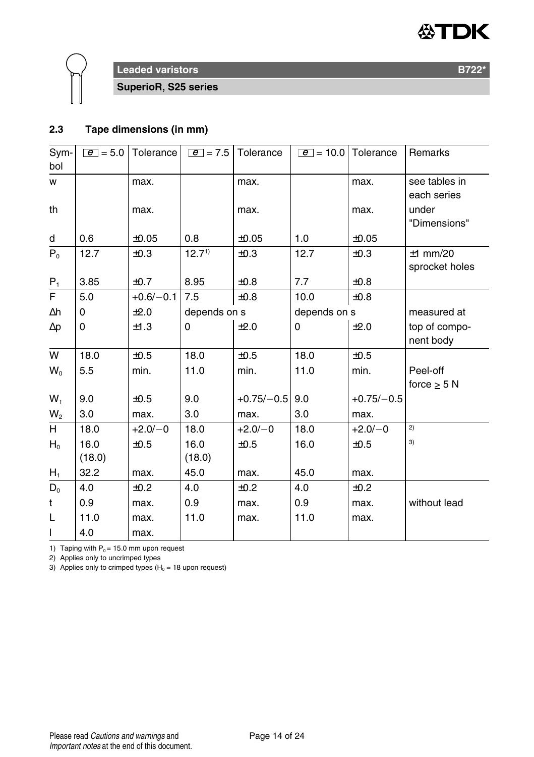## 2.3 Tape dimensions (in mm)

| Symbol | e = 5.0 | Tolerance | e = 7.5 | Tolerance | e = 10.0 | Tolerance | Remarks |
|---|---|---|---|---|---|---|---|
| w | | max. | | max. | | max. | see tables in each series |
| th | | max. | | max. | | max. | under "Dimensions" |
| d | 0.6 | ±0.05 | 0.8 | ±0.05 | 1.0 | ±0.05 | |
| $P_0$ | 12.7 | ±0.3 | 12.7[1] | ±0.3 | 12.7 | ±0.3 | ±1 mm/20 sprocket holes |
| $P_1$ | 3.85 | ±0.7 | 8.95 | ±0.8 | 7.7 | ±0.8 | |
| F | 5.0 | +0.6/−0.1 | 7.5 | ±0.8 | 10.0 | ±0.8 | |
| Δh | 0 | ±2.0 | depends on s | | depends on s | | measured at |
| Δp | 0 | ±1.3 | 0 | ±2.0 | 0 | ±2.0 | top of component body |
| W | 18.0 | ±0.5 | 18.0 | ±0.5 | 18.0 | ±0.5 | |
| $W_0$ | 5.5 | min. | 11.0 | min. | 11.0 | min. | Peel-off force ≥ 5 N |
| $W_1$ | 9.0 | ±0.5 | 9.0 | +0.75/−0.5 | 9.0 | +0.75/−0.5 | |
| $W_2$ | 3.0 | max. | 3.0 | max. | 3.0 | max. | |
| H | 18.0 | +2.0/−0 | 18.0 | +2.0/−0 | 18.0 | +2.0/−0 | [2] |
| $H_0$ | 16.0 (18.0) | ±0.5 | 16.0 (18.0) | ±0.5 | 16.0 | ±0.5 | [3] |
| $H_1$ | 32.2 | max. | 45.0 | max. | 45.0 | max. | |
| $D_0$ | 4.0 | ±0.2 | 4.0 | ±0.2 | 4.0 | ±0.2 | |
| t | 0.9 | max. | 0.9 | max. | 0.9 | max. | without lead |
| L | 11.0 | max. | 11.0 | max. | 11.0 | max. | |
| l | 4.0 | max. | | | | | |

1) Taping with $P_0$ = 15.0 mm upon request

2) Applies only to uncrimped types

3) Applies only to crimped types ($H_0$ = 18 upon request)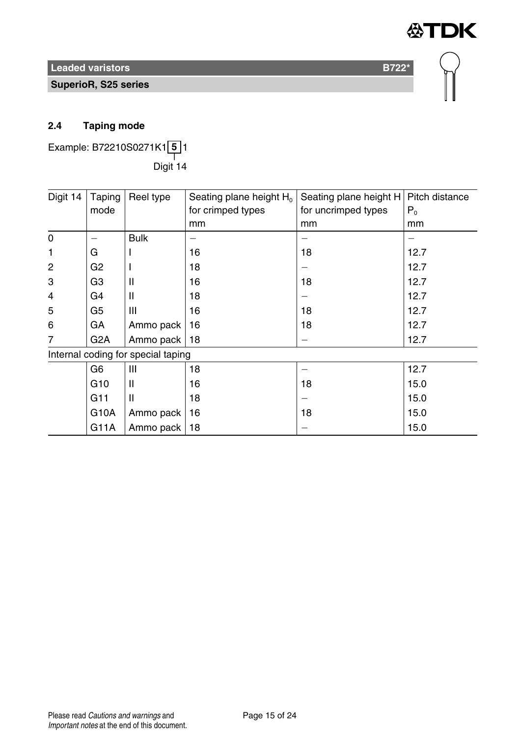## 2.4 Taping mode

Example: B72210S0271K1 **5** 1

Digit 14

| Digit 14 | Taping mode | Reel type | Seating plane height $H_0$ for crimped types mm | Seating plane height H for uncrimped types mm | Pitch distance $P_0$ mm |
|---|---|---|---|---|---|
| 0 | – | Bulk | – | – | – |
| 1 | G | I | 16 | 18 | 12.7 |
| 2 | G2 | I | 18 | – | 12.7 |
| 3 | G3 | II | 16 | 18 | 12.7 |
| 4 | G4 | II | 18 | – | 12.7 |
| 5 | G5 | III | 16 | 18 | 12.7 |
| 6 | GA | Ammo pack | 16 | 18 | 12.7 |
| 7 | G2A | Ammo pack | 18 | – | 12.7 |
| Internal coding for special taping | | | | | |
| | G6 | III | 18 | – | 12.7 |
| | G10 | II | 16 | 18 | 15.0 |
| | G11 | II | 18 | – | 15.0 |
| | G10A | Ammo pack | 16 | 18 | 15.0 |
| | G11A | Ammo pack | 18 | – | 15.0 |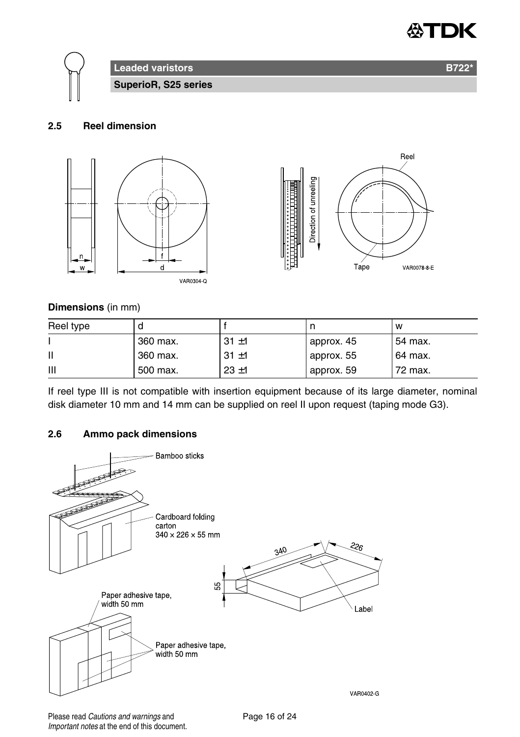## 2.5 Reel dimension

**Dimensions** (in mm)

| Reel type | d | f | n | w |
|---|---|---|---|---|
| I | 360 max. | 31 ±1 | approx. 45 | 54 max. |
| II | 360 max. | 31 ±1 | approx. 55 | 64 max. |
| III | 500 max. | 23 ±1 | approx. 59 | 72 max. |

If reel type III is not compatible with insertion equipment because of its large diameter, nominal disk diameter 10 mm and 14 mm can be supplied on reel II upon request (taping mode G3).

## 2.6 Ammo pack dimensions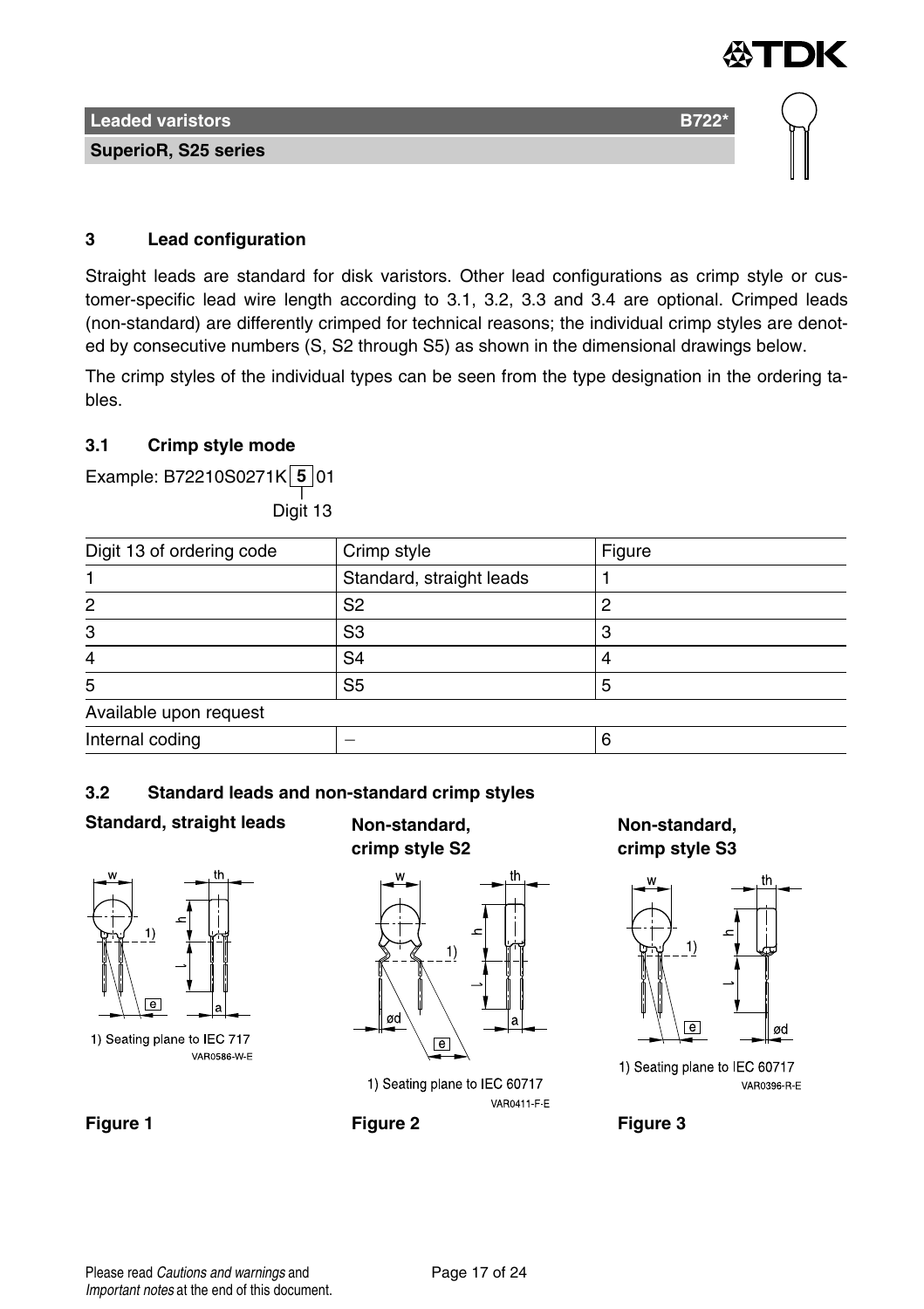## 3 Lead configuration

Straight leads are standard for disk varistors. Other lead configurations as crimp style or customer-specific lead wire length according to 3.1, 3.2, 3.3 and 3.4 are optional. Crimped leads (non-standard) are differently crimped for technical reasons; the individual crimp styles are denoted by consecutive numbers (S, S2 through S5) as shown in the dimensional drawings below.

The crimp styles of the individual types can be seen from the type designation in the ordering tables.

### 3.1 Crimp style mode

Example: B72210S0271K **5** 01

Digit 13

| Digit 13 of ordering code | Crimp style | Figure |
|---|---|---|
| 1 | Standard, straight leads | 1 |
| 2 | S2 | 2 |
| 3 | S3 | 3 |
| 4 | S4 | 4 |
| 5 | S5 | 5 |
| Available upon request | | |
| Internal coding | – | 6 |

### 3.2 Standard leads and non-standard crimp styles

**Standard, straight leads**

1) Seating plane to IEC 717

VAR0586-W-E

**Figure 1**

**Non-standard, crimp style S2**

1) Seating plane to IEC 60717

VAR0411-F-E

**Figure 2**

**Non-standard, crimp style S3**

1) Seating plane to IEC 60717

VAR0396-R-E

**Figure 3**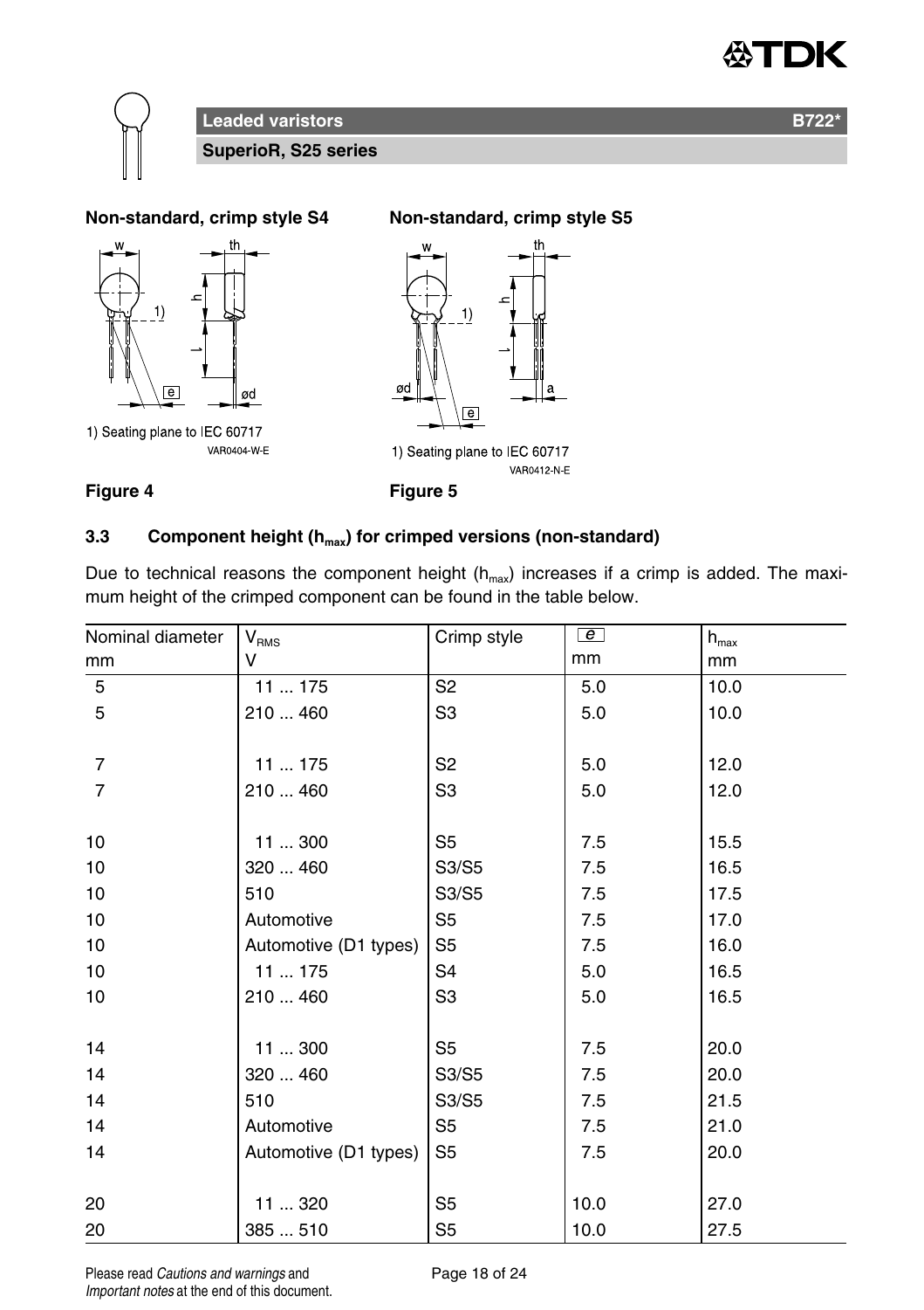**Leaded varistors** **B722***

**SuperioR, S25 series**

**Non-standard, crimp style S4**

1) Seating plane to IEC 60717

VAR0404-W-E

**Figure 4**

**Non-standard, crimp style S5**

1) Seating plane to IEC 60717

VAR0412-N-E

**Figure 5**

### 3.3 Component height ($h_{max}$) for crimped versions (non-standard)

Due to technical reasons the component height ($h_{max}$) increases if a crimp is added. The maximum height of the crimped component can be found in the table below.

| Nominal diameter<br>mm | $V_{RMS}$<br>V | Crimp style | e<br>mm | $h_{max}$<br>mm |
|---|---|---|---|---|
| 5 | 11 ... 175 | S2 | 5.0 | 10.0 |
| 5 | 210 ... 460 | S3 | 5.0 | 10.0 |
| 7 | 11 ... 175 | S2 | 5.0 | 12.0 |
| 7 | 210 ... 460 | S3 | 5.0 | 12.0 |
| 10 | 11 ... 300 | S5 | 7.5 | 15.5 |
| 10 | 320 ... 460 | S3/S5 | 7.5 | 16.5 |
| 10 | 510 | S3/S5 | 7.5 | 17.5 |
| 10 | Automotive | S5 | 7.5 | 17.0 |
| 10 | Automotive (D1 types) | S5 | 7.5 | 16.0 |
| 10 | 11 ... 175 | S4 | 5.0 | 16.5 |
| 10 | 210 ... 460 | S3 | 5.0 | 16.5 |
| 14 | 11 ... 300 | S5 | 7.5 | 20.0 |
| 14 | 320 ... 460 | S3/S5 | 7.5 | 20.0 |
| 14 | 510 | S3/S5 | 7.5 | 21.5 |
| 14 | Automotive | S5 | 7.5 | 21.0 |
| 14 | Automotive (D1 types) | S5 | 7.5 | 20.0 |
| 20 | 11 ... 320 | S5 | 10.0 | 27.0 |
| 20 | 385 ... 510 | S5 | 10.0 | 27.5 |

Please read *Cautions and warnings* and *Important notes* at the end of this document.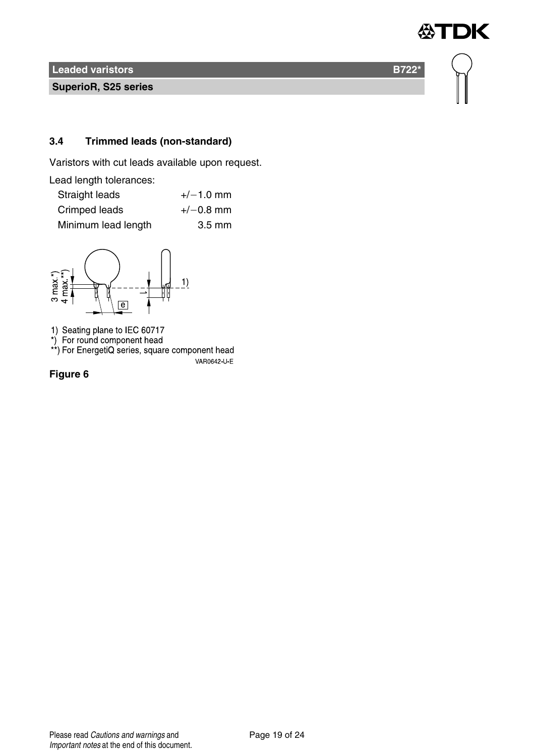### 3.4 Trimmed leads (non-standard)

Varistors with cut leads available upon request.

Lead length tolerances:

| | |
|---|---|
| Straight leads | +/−1.0 mm |
| Crimped leads | +/−0.8 mm |
| Minimum lead length | 3.5 mm |

1) Seating plane to IEC 60717
*) For round component head
**) For EnergetiQ series, square component head

VAR0642-U-E

**Figure 6**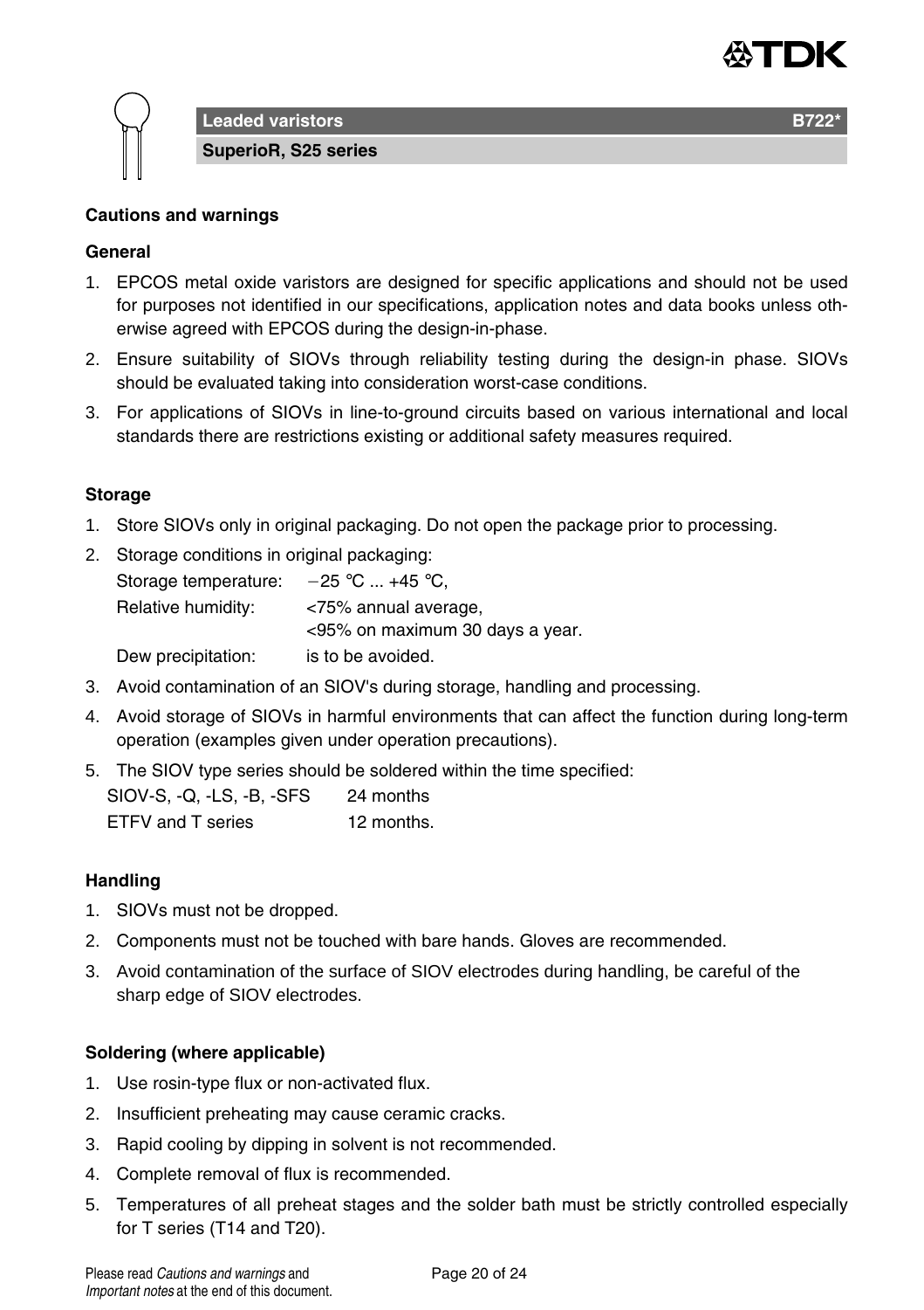## Cautions and warnings

### General

1. EPCOS metal oxide varistors are designed for specific applications and should not be used for purposes not identified in our specifications, application notes and data books unless otherwise agreed with EPCOS during the design-in-phase.
2. Ensure suitability of SIOVs through reliability testing during the design-in phase. SIOVs should be evaluated taking into consideration worst-case conditions.
3. For applications of SIOVs in line-to-ground circuits based on various international and local standards there are restrictions existing or additional safety measures required.

### Storage

1. Store SIOVs only in original packaging. Do not open the package prior to processing.
2. Storage conditions in original packaging:

   Storage temperature: −25 °C ... +45 °C,

   Relative humidity: <75% annual average,
   <95% on maximum 30 days a year.

   Dew precipitation: is to be avoided.
3. Avoid contamination of an SIOV's during storage, handling and processing.
4. Avoid storage of SIOVs in harmful environments that can affect the function during long-term operation (examples given under operation precautions).
5. The SIOV type series should be soldered within the time specified:

   SIOV-S, -Q, -LS, -B, -SFS 24 months

   ETFV and T series 12 months.

### Handling

1. SIOVs must not be dropped.
2. Components must not be touched with bare hands. Gloves are recommended.
3. Avoid contamination of the surface of SIOV electrodes during handling, be careful of the sharp edge of SIOV electrodes.

### Soldering (where applicable)

1. Use rosin-type flux or non-activated flux.
2. Insufficient preheating may cause ceramic cracks.
3. Rapid cooling by dipping in solvent is not recommended.
4. Complete removal of flux is recommended.
5. Temperatures of all preheat stages and the solder bath must be strictly controlled especially for T series (T14 and T20).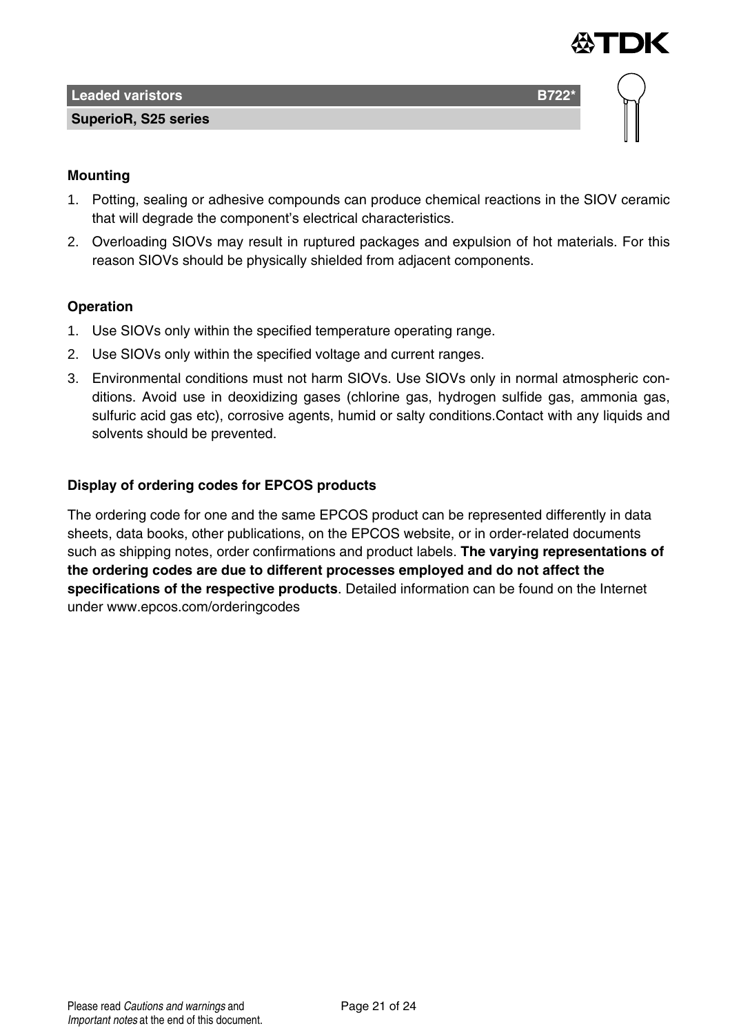**Mounting**

1. Potting, sealing or adhesive compounds can produce chemical reactions in the SIOV ceramic that will degrade the component's electrical characteristics.
2. Overloading SIOVs may result in ruptured packages and expulsion of hot materials. For this reason SIOVs should be physically shielded from adjacent components.

**Operation**

1. Use SIOVs only within the specified temperature operating range.
2. Use SIOVs only within the specified voltage and current ranges.
3. Environmental conditions must not harm SIOVs. Use SIOVs only in normal atmospheric conditions. Avoid use in deoxidizing gases (chlorine gas, hydrogen sulfide gas, ammonia gas, sulfuric acid gas etc), corrosive agents, humid or salty conditions.Contact with any liquids and solvents should be prevented.

**Display of ordering codes for EPCOS products**

The ordering code for one and the same EPCOS product can be represented differently in data sheets, data books, other publications, on the EPCOS website, or in order-related documents such as shipping notes, order confirmations and product labels. **The varying representations of the ordering codes are due to different processes employed and do not affect the specifications of the respective products**. Detailed information can be found on the Internet under www.epcos.com/orderingcodes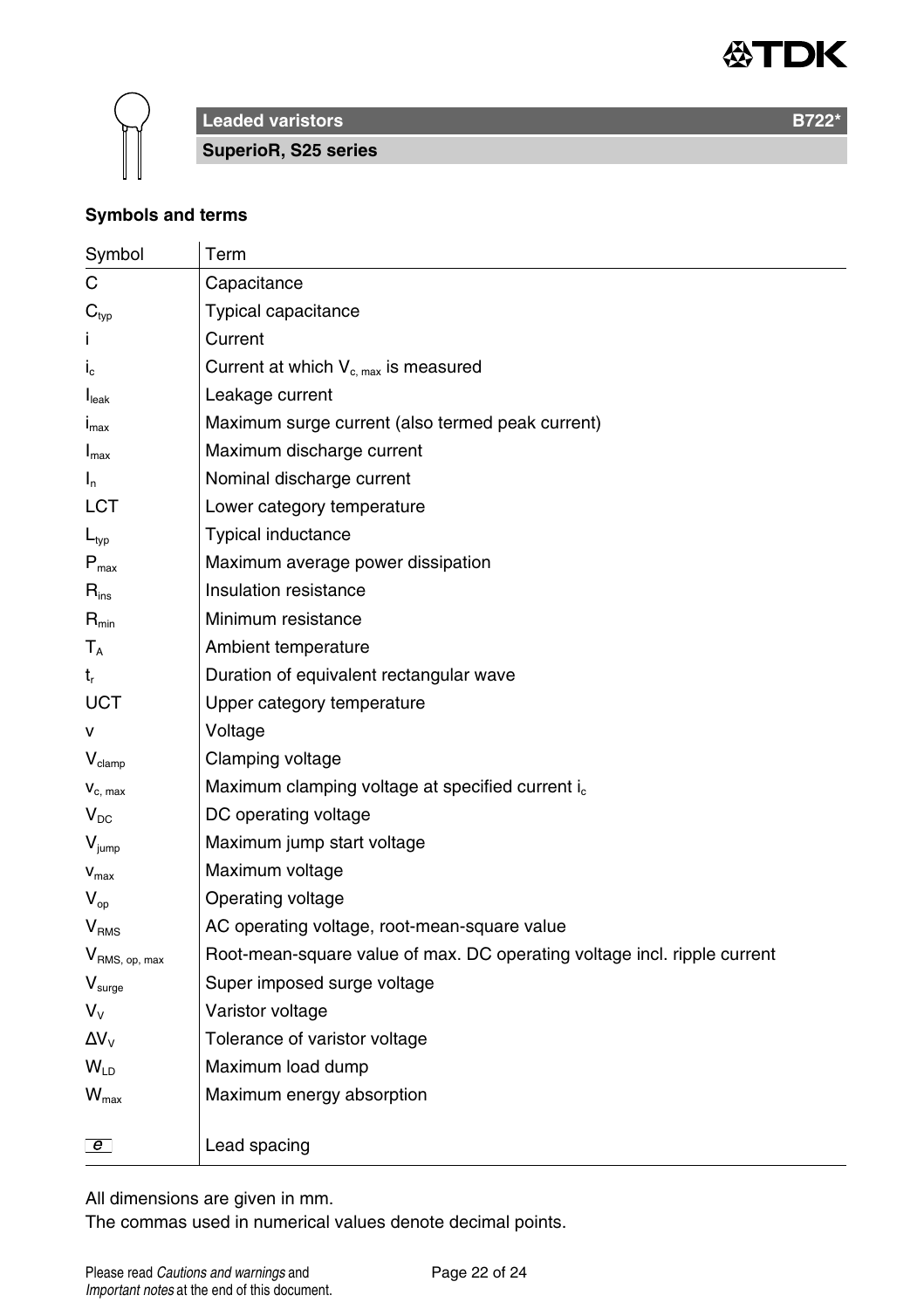**Leaded varistors** **B722***

**SuperioR, S25 series**

**Symbols and terms**

| Symbol | Term |
|---|---|
| C | Capacitance |
| $C_{typ}$ | Typical capacitance |
| i | Current |
| $i_c$ | Current at which $V_{c,\,max}$ is measured |
| $I_{leak}$ | Leakage current |
| $i_{max}$ | Maximum surge current (also termed peak current) |
| $I_{max}$ | Maximum discharge current |
| $I_n$ | Nominal discharge current |
| LCT | Lower category temperature |
| $L_{typ}$ | Typical inductance |
| $P_{max}$ | Maximum average power dissipation |
| $R_{ins}$ | Insulation resistance |
| $R_{min}$ | Minimum resistance |
| $T_A$ | Ambient temperature |
| $t_r$ | Duration of equivalent rectangular wave |
| UCT | Upper category temperature |
| v | Voltage |
| $V_{clamp}$ | Clamping voltage |
| $v_{c,\,max}$ | Maximum clamping voltage at specified current $i_c$ |
| $V_{DC}$ | DC operating voltage |
| $V_{jump}$ | Maximum jump start voltage |
| $v_{max}$ | Maximum voltage |
| $V_{op}$ | Operating voltage |
| $V_{RMS}$ | AC operating voltage, root-mean-square value |
| $V_{RMS,\,op,\,max}$ | Root-mean-square value of max. DC operating voltage incl. ripple current |
| $V_{surge}$ | Super imposed surge voltage |
| $V_V$ | Varistor voltage |
| $\Delta V_V$ | Tolerance of varistor voltage |
| $W_{LD}$ | Maximum load dump |
| $W_{max}$ | Maximum energy absorption |
| e | Lead spacing |

All dimensions are given in mm.
The commas used in numerical values denote decimal points.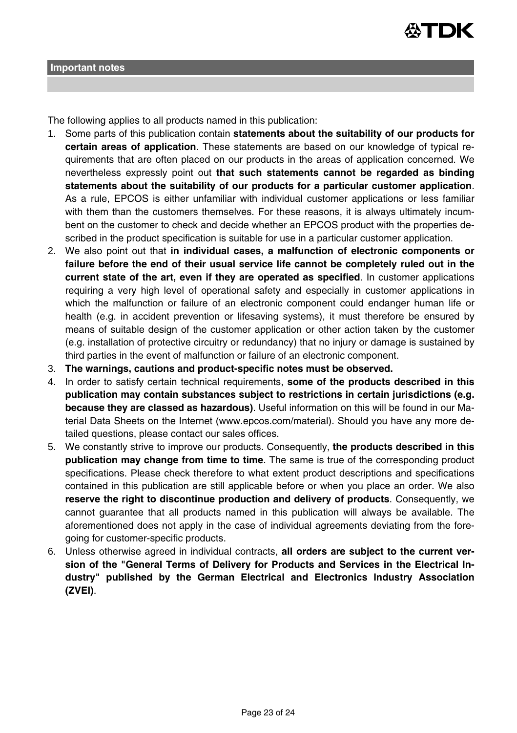## Important notes

The following applies to all products named in this publication:

1. Some parts of this publication contain **statements about the suitability of our products for certain areas of application**. These statements are based on our knowledge of typical requirements that are often placed on our products in the areas of application concerned. We nevertheless expressly point out **that such statements cannot be regarded as binding statements about the suitability of our products for a particular customer application**. As a rule, EPCOS is either unfamiliar with individual customer applications or less familiar with them than the customers themselves. For these reasons, it is always ultimately incumbent on the customer to check and decide whether an EPCOS product with the properties described in the product specification is suitable for use in a particular customer application.
2. We also point out that **in individual cases, a malfunction of electronic components or failure before the end of their usual service life cannot be completely ruled out in the current state of the art, even if they are operated as specified**. In customer applications requiring a very high level of operational safety and especially in customer applications in which the malfunction or failure of an electronic component could endanger human life or health (e.g. in accident prevention or lifesaving systems), it must therefore be ensured by means of suitable design of the customer application or other action taken by the customer (e.g. installation of protective circuitry or redundancy) that no injury or damage is sustained by third parties in the event of malfunction or failure of an electronic component.
3. **The warnings, cautions and product-specific notes must be observed.**
4. In order to satisfy certain technical requirements, **some of the products described in this publication may contain substances subject to restrictions in certain jurisdictions (e.g. because they are classed as hazardous)**. Useful information on this will be found in our Material Data Sheets on the Internet (www.epcos.com/material). Should you have any more detailed questions, please contact our sales offices.
5. We constantly strive to improve our products. Consequently, **the products described in this publication may change from time to time**. The same is true of the corresponding product specifications. Please check therefore to what extent product descriptions and specifications contained in this publication are still applicable before or when you place an order. We also **reserve the right to discontinue production and delivery of products**. Consequently, we cannot guarantee that all products named in this publication will always be available. The aforementioned does not apply in the case of individual agreements deviating from the foregoing for customer-specific products.
6. Unless otherwise agreed in individual contracts, **all orders are subject to the current version of the "General Terms of Delivery for Products and Services in the Electrical Industry" published by the German Electrical and Electronics Industry Association (ZVEI)**.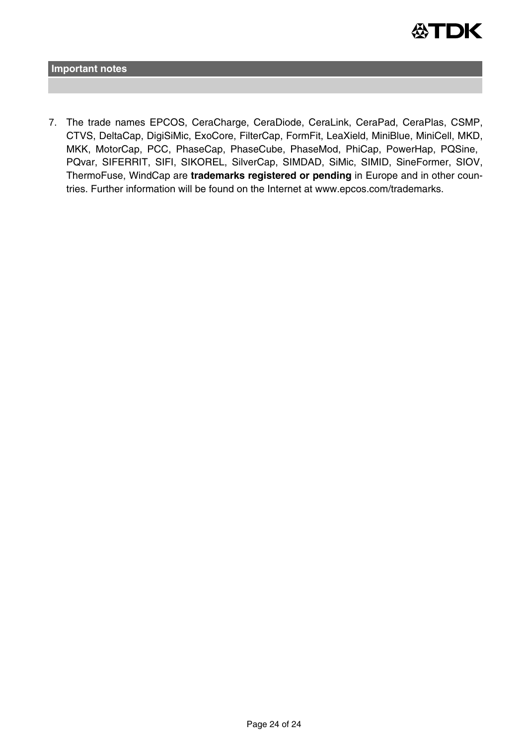## Important notes

7. The trade names EPCOS, CeraCharge, CeraDiode, CeraLink, CeraPad, CeraPlas, CSMP, CTVS, DeltaCap, DigiSiMic, ExoCore, FilterCap, FormFit, LeaXield, MiniBlue, MiniCell, MKD, MKK, MotorCap, PCC, PhaseCap, PhaseCube, PhaseMod, PhiCap, PowerHap, PQSine, PQvar, SIFERRIT, SIFI, SIKOREL, SilverCap, SIMDAD, SiMic, SIMID, SineFormer, SIOV, ThermoFuse, WindCap are **trademarks registered or pending** in Europe and in other countries. Further information will be found on the Internet at www.epcos.com/trademarks.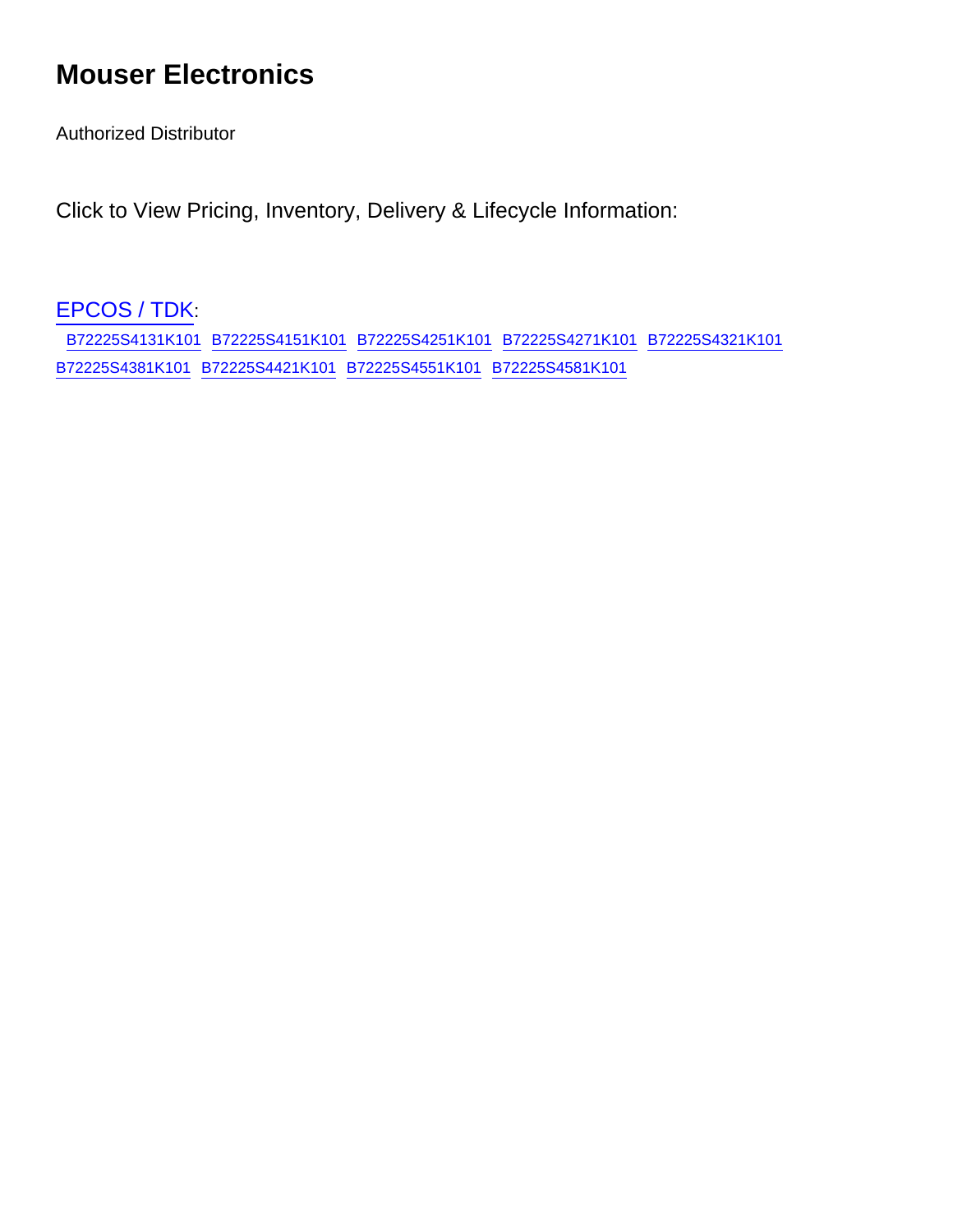# Mouser Electronics

Authorized Distributor

Click to View Pricing, Inventory, Delivery & Lifecycle Information:

EPCOS / TDK:

B72225S4131K101 B72225S4151K101 B72225S4251K101 B72225S4271K101 B72225S4321K101 B72225S4381K101 B72225S4421K101 B72225S4551K101 B72225S4581K101